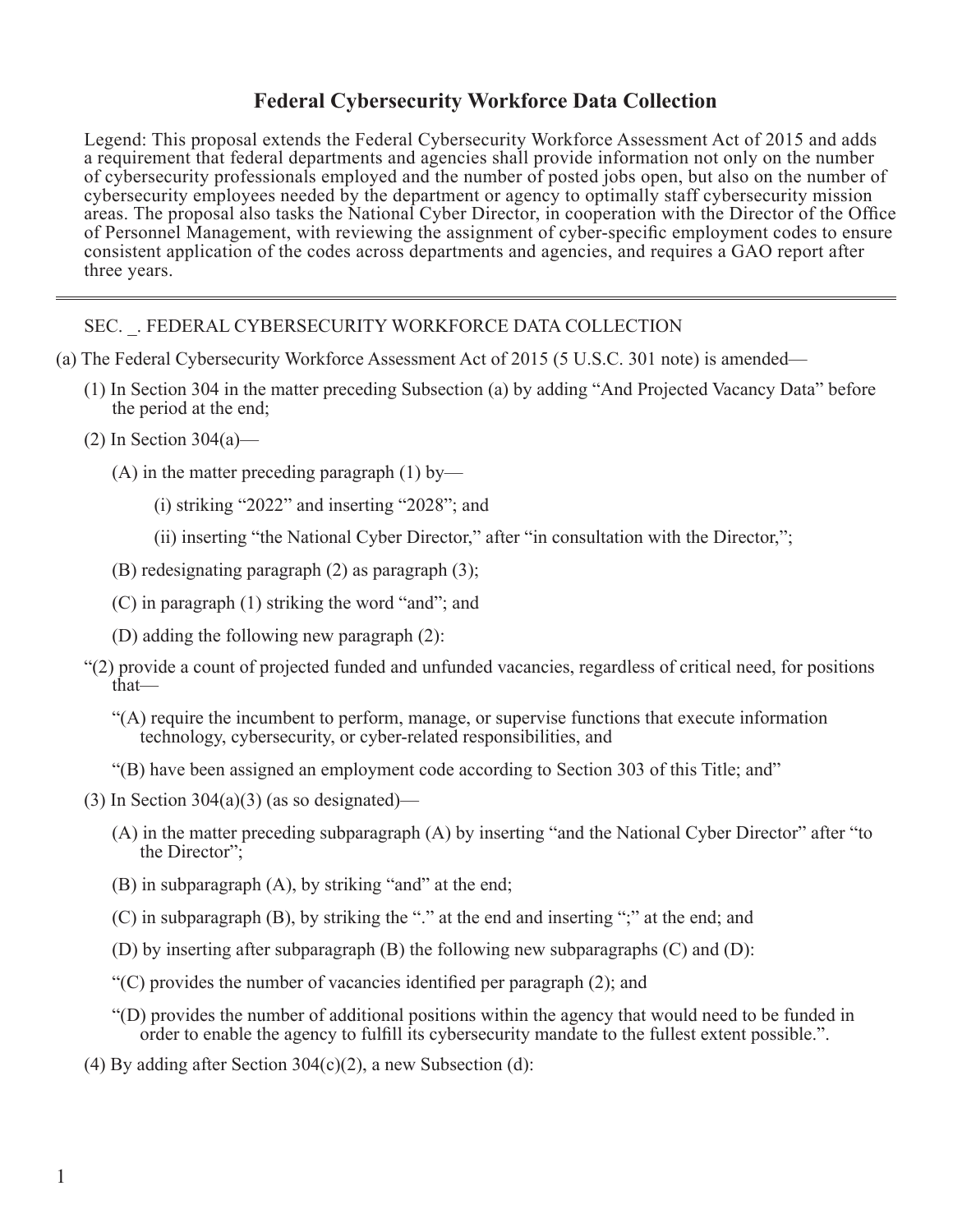# Federal Cybersecurity Workforce Data Collection

Legend: This proposal extends the Federal Cybersecurity Workforce Assessment Act of 2015 and adds a requirement that federal departments and agencies shall provide information not only on the number of cybersecurity professionals employed and the number of posted jobs open, but also on the number of cybersecurity employees needed by the department or agency to optimally staff cybersecurity mission areas. The proposal also tasks the National Cyber Director, in cooperation with the Director of the Office of Personnel Management, with reviewing the assignment of cyber-specific employment codes to ensure consistent application of the codes across departments and agencies, and requires a GAO report after three years.

---

SEC. _. FEDERAL CYBERSECURITY WORKFORCE DATA COLLECTION

(a) The Federal Cybersecurity Workforce Assessment Act of 2015 (5 U.S.C. 301 note) is amended—

(1) In Section 304 in the matter preceding Subsection (a) by adding "And Projected Vacancy Data" before the period at the end;

(2) In Section 304(a)—

(A) in the matter preceding paragraph (1) by—

(i) striking "2022" and inserting "2028"; and

(ii) inserting "the National Cyber Director," after "in consultation with the Director,";

(B) redesignating paragraph (2) as paragraph (3);

(C) in paragraph (1) striking the word "and"; and

(D) adding the following new paragraph (2):

"(2) provide a count of projected funded and unfunded vacancies, regardless of critical need, for positions that—

"(A) require the incumbent to perform, manage, or supervise functions that execute information technology, cybersecurity, or cyber-related responsibilities, and

"(B) have been assigned an employment code according to Section 303 of this Title; and"

(3) In Section 304(a)(3) (as so designated)—

(A) in the matter preceding subparagraph (A) by inserting "and the National Cyber Director" after "to the Director";

(B) in subparagraph (A), by striking "and" at the end;

(C) in subparagraph (B), by striking the "." at the end and inserting ";" at the end; and

(D) by inserting after subparagraph (B) the following new subparagraphs (C) and (D):

"(C) provides the number of vacancies identified per paragraph (2); and

"(D) provides the number of additional positions within the agency that would need to be funded in order to enable the agency to fulfill its cybersecurity mandate to the fullest extent possible.".

(4) By adding after Section 304(c)(2), a new Subsection (d):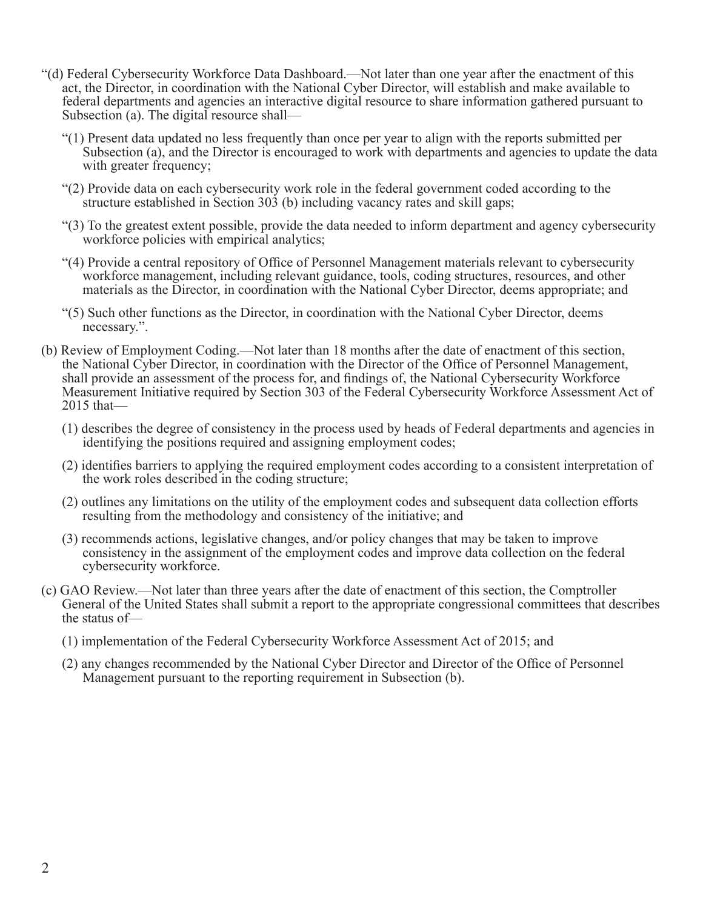"(d) Federal Cybersecurity Workforce Data Dashboard.—Not later than one year after the enactment of this act, the Director, in coordination with the National Cyber Director, will establish and make available to federal departments and agencies an interactive digital resource to share information gathered pursuant to Subsection (a). The digital resource shall—

"(1) Present data updated no less frequently than once per year to align with the reports submitted per Subsection (a), and the Director is encouraged to work with departments and agencies to update the data with greater frequency;

"(2) Provide data on each cybersecurity work role in the federal government coded according to the structure established in Section 303 (b) including vacancy rates and skill gaps;

"(3) To the greatest extent possible, provide the data needed to inform department and agency cybersecurity workforce policies with empirical analytics;

"(4) Provide a central repository of Office of Personnel Management materials relevant to cybersecurity workforce management, including relevant guidance, tools, coding structures, resources, and other materials as the Director, in coordination with the National Cyber Director, deems appropriate; and

"(5) Such other functions as the Director, in coordination with the National Cyber Director, deems necessary.".

(b) Review of Employment Coding.—Not later than 18 months after the date of enactment of this section, the National Cyber Director, in coordination with the Director of the Office of Personnel Management, shall provide an assessment of the process for, and findings of, the National Cybersecurity Workforce Measurement Initiative required by Section 303 of the Federal Cybersecurity Workforce Assessment Act of 2015 that—

(1) describes the degree of consistency in the process used by heads of Federal departments and agencies in identifying the positions required and assigning employment codes;

(2) identifies barriers to applying the required employment codes according to a consistent interpretation of the work roles described in the coding structure;

(2) outlines any limitations on the utility of the employment codes and subsequent data collection efforts resulting from the methodology and consistency of the initiative; and

(3) recommends actions, legislative changes, and/or policy changes that may be taken to improve consistency in the assignment of the employment codes and improve data collection on the federal cybersecurity workforce.

(c) GAO Review.—Not later than three years after the date of enactment of this section, the Comptroller General of the United States shall submit a report to the appropriate congressional committees that describes the status of—

(1) implementation of the Federal Cybersecurity Workforce Assessment Act of 2015; and

(2) any changes recommended by the National Cyber Director and Director of the Office of Personnel Management pursuant to the reporting requirement in Subsection (b).